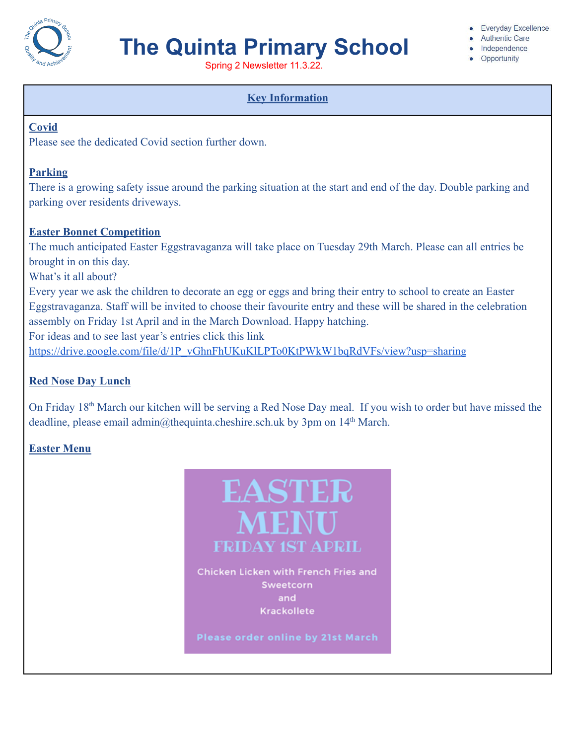# The Quinta Primary School

Spring 2 Newsletter 11.3.22.

- Everyday Excellence
- Authentic Care
- Independence
- Opportunity

## Key Information

### Covid

Please see the dedicated Covid section further down.

### Parking

There is a growing safety issue around the parking situation at the start and end of the day. Double parking and parking over residents driveways.

### Easter Bonnet Competition

The much anticipated Easter Eggstravaganza will take place on Tuesday 29th March. Please can all entries be brought in on this day.

What's it all about?

Every year we ask the children to decorate an egg or eggs and bring their entry to school to create an Easter Eggstravaganza. Staff will be invited to choose their favourite entry and these will be shared in the celebration assembly on Friday 1st April and in the March Download. Happy hatching.

For ideas and to see last year's entries click this link

https://drive.google.com/file/d/1P_vGhnFhUKuKlLPTo0KtPWkW1bqRdVFs/view?usp=sharing

### Red Nose Day Lunch

On Friday 18th March our kitchen will be serving a Red Nose Day meal. If you wish to order but have missed the deadline, please email admin@thequinta.cheshire.sch.uk by 3pm on 14th March.

### Easter Menu

EASTER MENU

FRIDAY 1ST APRIL

Chicken Licken with French Fries and Sweetcorn

and

Krackollete

Please order online by 21st March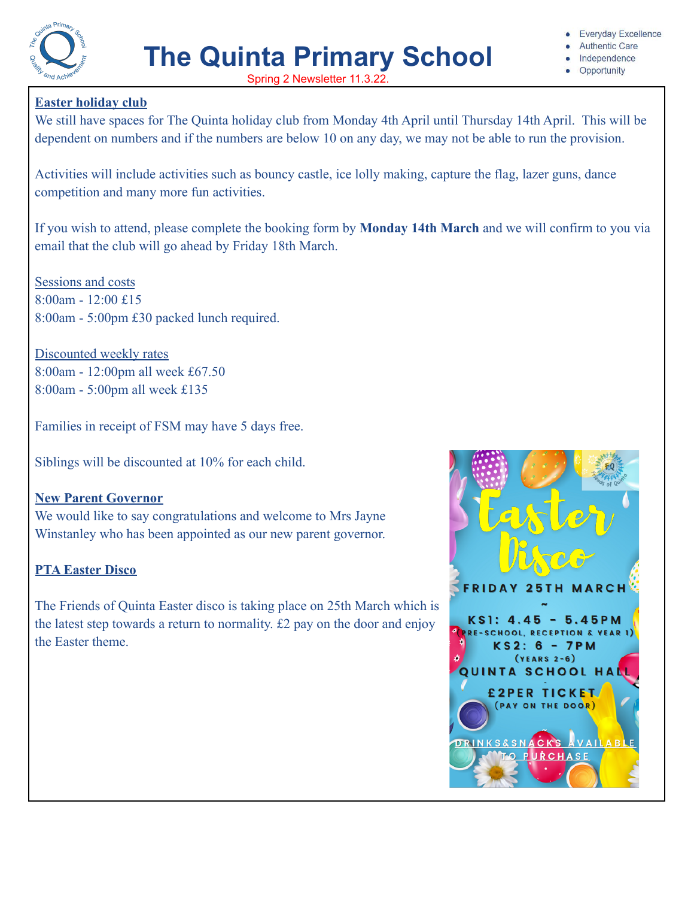# The Quinta Primary School

Spring 2 Newsletter 11.3.22.

- Everyday Excellence
- Authentic Care
- Independence
- Opportunity

**Easter holiday club**

We still have spaces for The Quinta holiday club from Monday 4th April until Thursday 14th April. This will be dependent on numbers and if the numbers are below 10 on any day, we may not be able to run the provision.

Activities will include activities such as bouncy castle, ice lolly making, capture the flag, lazer guns, dance competition and many more fun activities.

If you wish to attend, please complete the booking form by **Monday 14th March** and we will confirm to you via email that the club will go ahead by Friday 18th March.

Sessions and costs

8:00am - 12:00 £15

8:00am - 5:00pm £30 packed lunch required.

Discounted weekly rates

8:00am - 12:00pm all week £67.50

8:00am - 5:00pm all week £135

Families in receipt of FSM may have 5 days free.

Siblings will be discounted at 10% for each child.

**New Parent Governor**

We would like to say congratulations and welcome to Mrs Jayne Winstanley who has been appointed as our new parent governor.

**PTA Easter Disco**

The Friends of Quinta Easter disco is taking place on 25th March which is the latest step towards a return to normality. £2 pay on the door and enjoy the Easter theme.

Easter Disco

FRIDAY 25TH MARCH

~

KS1: 4.45 - 5.45PM

(PRE-SCHOOL, RECEPTION & YEAR 1)

KS2: 6 - 7PM

(YEARS 2-6)

QUINTA SCHOOL HALL

£2PER TICKET

(PAY ON THE DOOR)

DRINKS&SNACKS AVAILABLE TO PURCHASE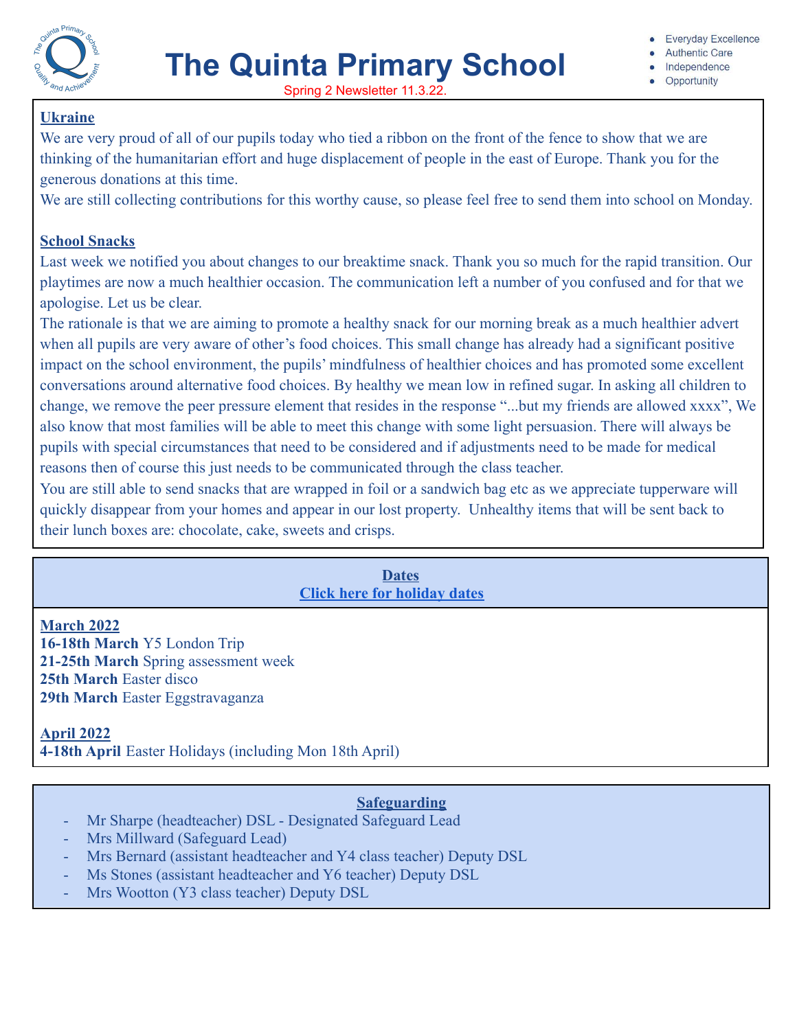# The Quinta Primary School

Spring 2 Newsletter 11.3.22.

- Everyday Excellence
- Authentic Care
- Independence
- Opportunity

## Ukraine

We are very proud of all of our pupils today who tied a ribbon on the front of the fence to show that we are thinking of the humanitarian effort and huge displacement of people in the east of Europe. Thank you for the generous donations at this time.

We are still collecting contributions for this worthy cause, so please feel free to send them into school on Monday.

## School Snacks

Last week we notified you about changes to our breaktime snack. Thank you so much for the rapid transition. Our playtimes are now a much healthier occasion. The communication left a number of you confused and for that we apologise. Let us be clear.

The rationale is that we are aiming to promote a healthy snack for our morning break as a much healthier advert when all pupils are very aware of other's food choices. This small change has already had a significant positive impact on the school environment, the pupils' mindfulness of healthier choices and has promoted some excellent conversations around alternative food choices. By healthy we mean low in refined sugar. In asking all children to change, we remove the peer pressure element that resides in the response "...but my friends are allowed xxxx", We also know that most families will be able to meet this change with some light persuasion. There will always be pupils with special circumstances that need to be considered and if adjustments need to be made for medical reasons then of course this just needs to be communicated through the class teacher.

You are still able to send snacks that are wrapped in foil or a sandwich bag etc as we appreciate tupperware will quickly disappear from your homes and appear in our lost property. Unhealthy items that will be sent back to their lunch boxes are: chocolate, cake, sweets and crisps.

## Dates

Click here for holiday dates

**March 2022**

**16-18th March** Y5 London Trip
**21-25th March** Spring assessment week
**25th March** Easter disco
**29th March** Easter Eggstravaganza

**April 2022**

**4-18th April** Easter Holidays (including Mon 18th April)

## Safeguarding

- Mr Sharpe (headteacher) DSL - Designated Safeguard Lead
- Mrs Millward (Safeguard Lead)
- Mrs Bernard (assistant headteacher and Y4 class teacher) Deputy DSL
- Ms Stones (assistant headteacher and Y6 teacher) Deputy DSL
- Mrs Wootton (Y3 class teacher) Deputy DSL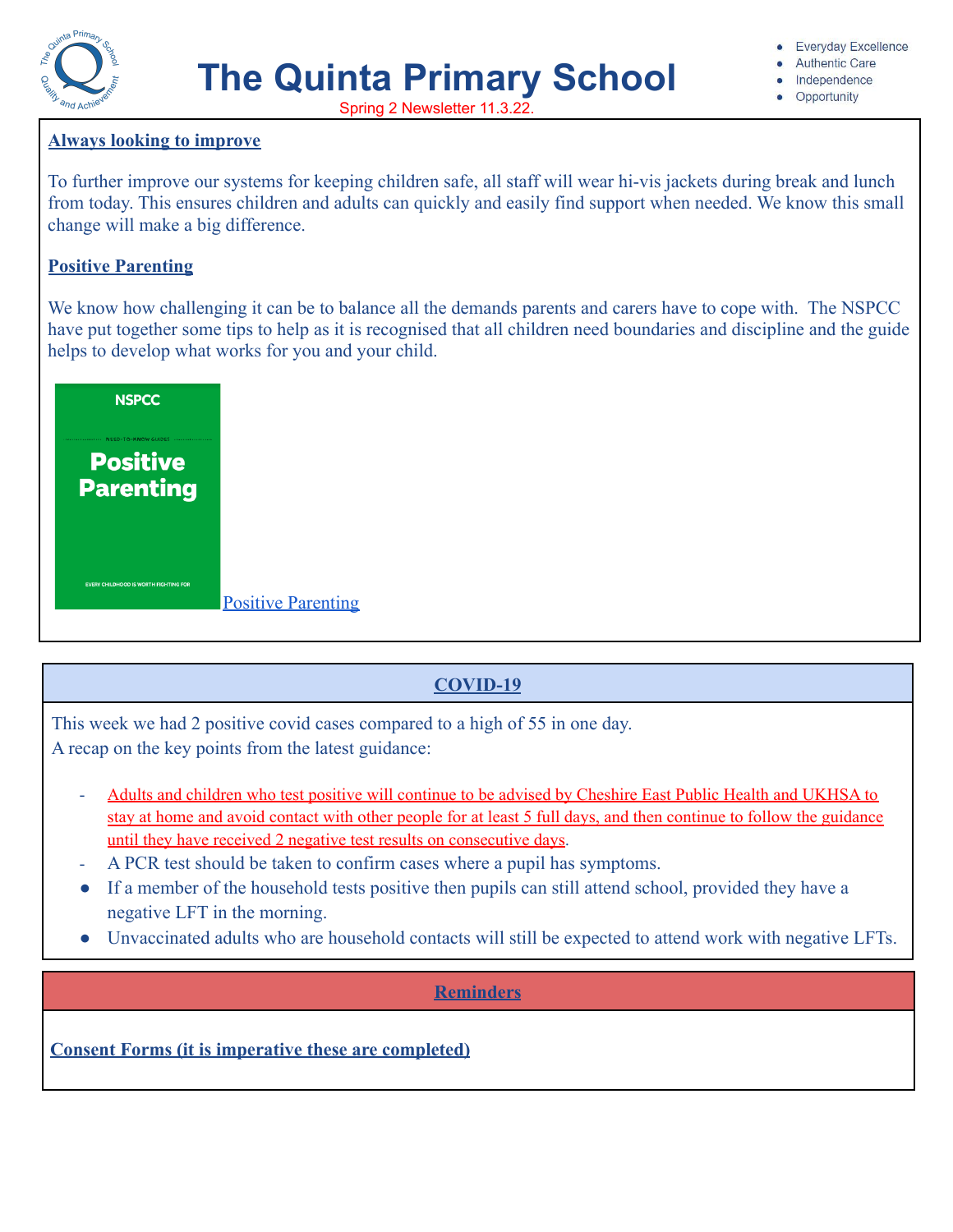# The Quinta Primary School

Spring 2 Newsletter 11.3.22.

- Everyday Excellence
- Authentic Care
- Independence
- Opportunity

**Always looking to improve**

To further improve our systems for keeping children safe, all staff will wear hi-vis jackets during break and lunch from today. This ensures children and adults can quickly and easily find support when needed. We know this small change will make a big difference.

**Positive Parenting**

We know how challenging it can be to balance all the demands parents and carers have to cope with. The NSPCC have put together some tips to help as it is recognised that all children need boundaries and discipline and the guide helps to develop what works for you and your child.

NSPCC

NEED-TO-KNOW GUIDES

Positive Parenting

EVERY CHILDHOOD IS WORTH FIGHTING FOR

Positive Parenting

## COVID-19

This week we had 2 positive covid cases compared to a high of 55 in one day.
A recap on the key points from the latest guidance:

- Adults and children who test positive will continue to be advised by Cheshire East Public Health and UKHSA to stay at home and avoid contact with other people for at least 5 full days, and then continue to follow the guidance until they have received 2 negative test results on consecutive days.
- A PCR test should be taken to confirm cases where a pupil has symptoms.
- If a member of the household tests positive then pupils can still attend school, provided they have a negative LFT in the morning.
- Unvaccinated adults who are household contacts will still be expected to attend work with negative LFTs.

## Reminders

**Consent Forms (it is imperative these are completed)**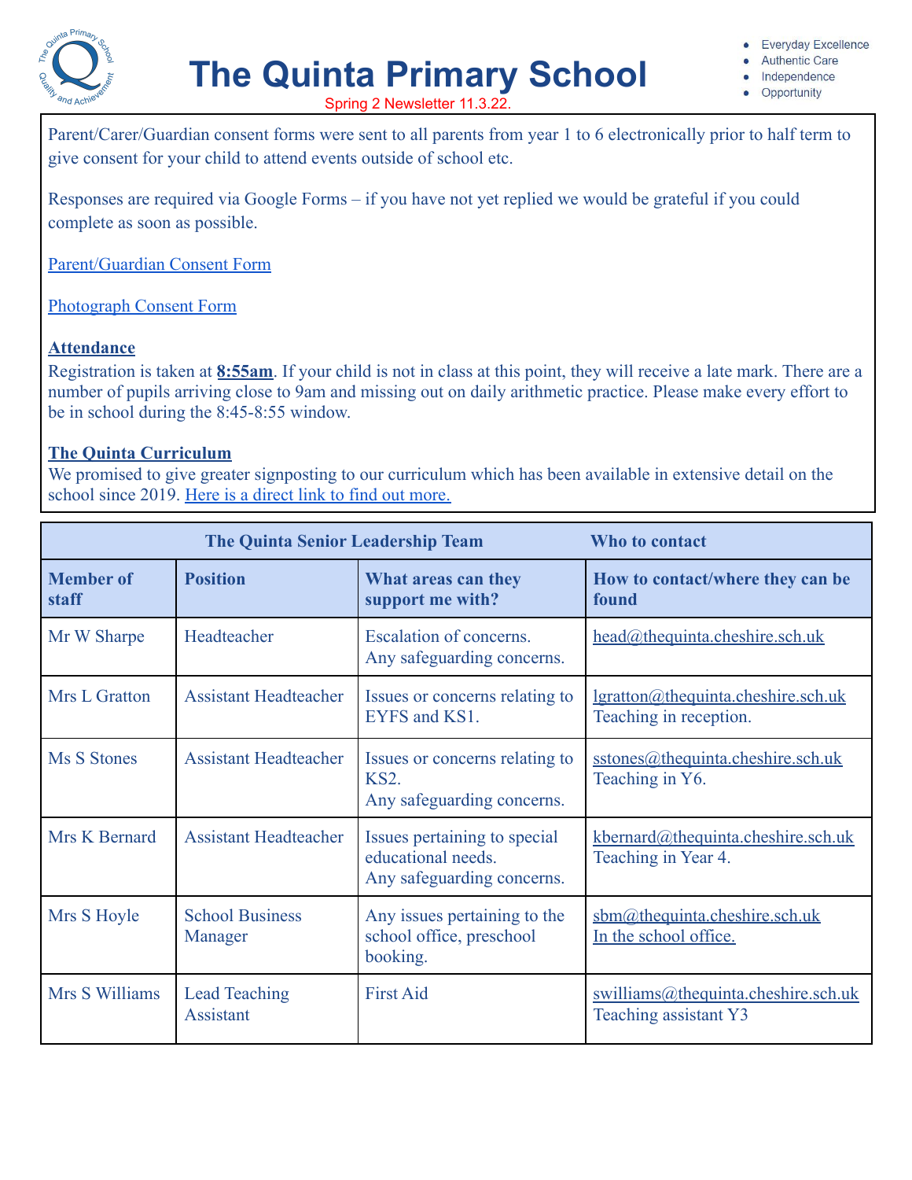# The Quinta Primary School

Spring 2 Newsletter 11.3.22.

- Everyday Excellence
- Authentic Care
- Independence
- Opportunity

Parent/Carer/Guardian consent forms were sent to all parents from year 1 to 6 electronically prior to half term to give consent for your child to attend events outside of school etc.

Responses are required via Google Forms – if you have not yet replied we would be grateful if you could complete as soon as possible.

Parent/Guardian Consent Form

Photograph Consent Form

**Attendance**

Registration is taken at **8:55am**. If your child is not in class at this point, they will receive a late mark. There are a number of pupils arriving close to 9am and missing out on daily arithmetic practice. Please make every effort to be in school during the 8:45-8:55 window.

**The Quinta Curriculum**

We promised to give greater signposting to our curriculum which has been available in extensive detail on the school since 2019. Here is a direct link to find out more.

| The Quinta Senior Leadership Team | | | Who to contact |
|---|---|---|---|
| **Member of staff** | **Position** | **What areas can they support me with?** | **How to contact/where they can be found** |
| Mr W Sharpe | Headteacher | Escalation of concerns.<br>Any safeguarding concerns. | head@thequinta.cheshire.sch.uk |
| Mrs L Gratton | Assistant Headteacher | Issues or concerns relating to EYFS and KS1. | lgratton@thequinta.cheshire.sch.uk<br>Teaching in reception. |
| Ms S Stones | Assistant Headteacher | Issues or concerns relating to KS2.<br>Any safeguarding concerns. | sstones@thequinta.cheshire.sch.uk<br>Teaching in Y6. |
| Mrs K Bernard | Assistant Headteacher | Issues pertaining to special educational needs.<br>Any safeguarding concerns. | kbernard@thequinta.cheshire.sch.uk<br>Teaching in Year 4. |
| Mrs S Hoyle | School Business Manager | Any issues pertaining to the school office, preschool booking. | sbm@thequinta.cheshire.sch.uk<br>In the school office. |
| Mrs S Williams | Lead Teaching Assistant | First Aid | swilliams@thequinta.cheshire.sch.uk<br>Teaching assistant Y3 |